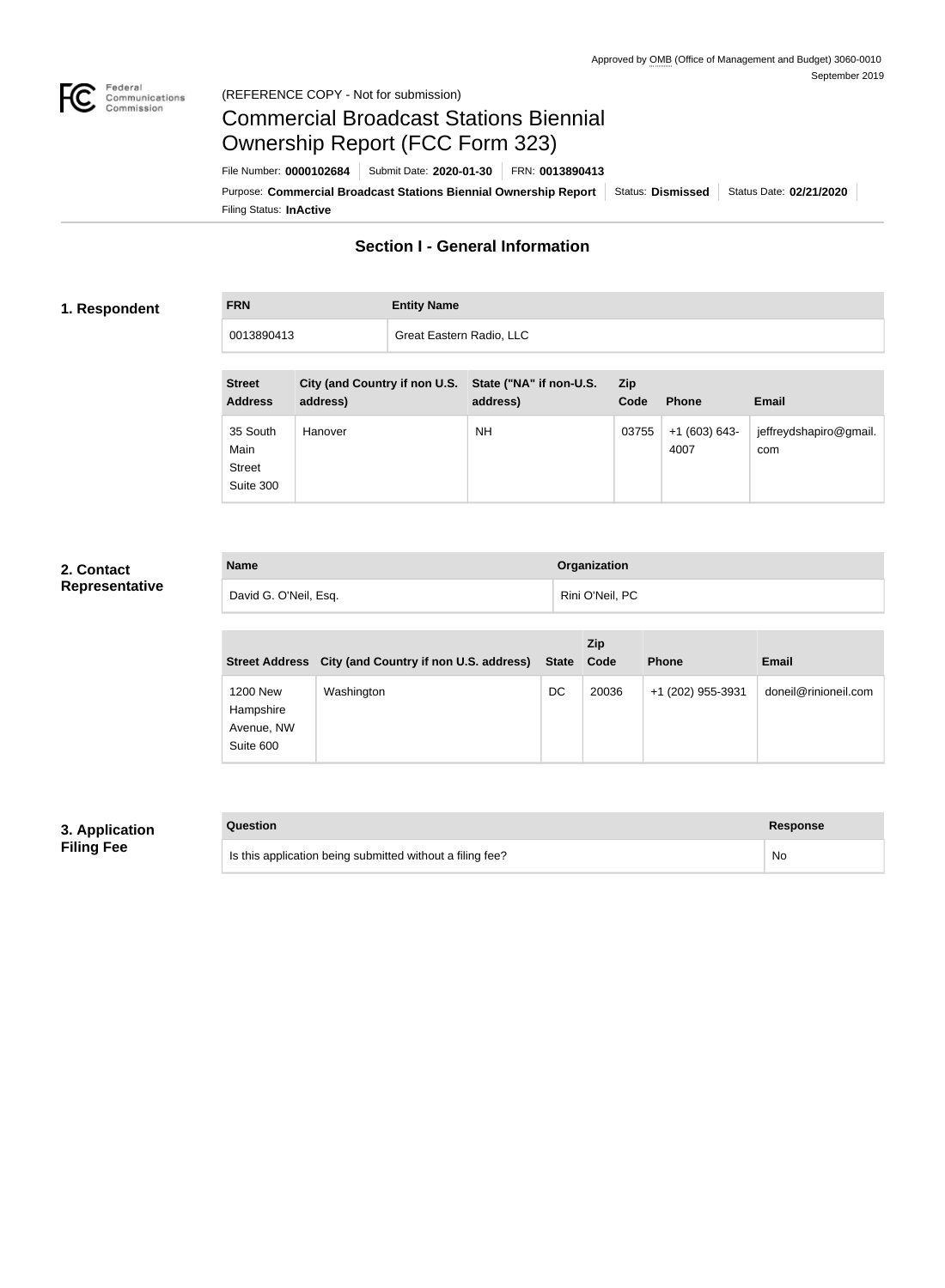Approved by OMB (Office of Management and Budget) 3060-0010
September 2019

(REFERENCE COPY - Not for submission)

# Commercial Broadcast Stations Biennial Ownership Report (FCC Form 323)

File Number: **0000102684** | Submit Date: **2020-01-30** | FRN: **0013890413**

Purpose: **Commercial Broadcast Stations Biennial Ownership Report** | Status: **Dismissed** | Status Date: **02/21/2020**

Filing Status: **InActive**

## Section I - General Information

### 1. Respondent

| FRN | Entity Name |
| --- | --- |
| 0013890413 | Great Eastern Radio, LLC |

| Street Address | City (and Country if non U.S. address) | State ("NA" if non-U.S. address) | Zip Code | Phone | Email |
| --- | --- | --- | --- | --- | --- |
| 35 South Main Street Suite 300 | Hanover | NH | 03755 | +1 (603) 643-4007 | jeffreydshapiro@gmail.com |

### 2. Contact Representative

| Name | Organization |
| --- | --- |
| David G. O'Neil, Esq. | Rini O'Neil, PC |

| Street Address | City (and Country if non U.S. address) | State | Zip Code | Phone | Email |
| --- | --- | --- | --- | --- | --- |
| 1200 New Hampshire Avenue, NW Suite 600 | Washington | DC | 20036 | +1 (202) 955-3931 | doneil@rinioneil.com |

### 3. Application Filing Fee

| Question | Response |
| --- | --- |
| Is this application being submitted without a filing fee? | No |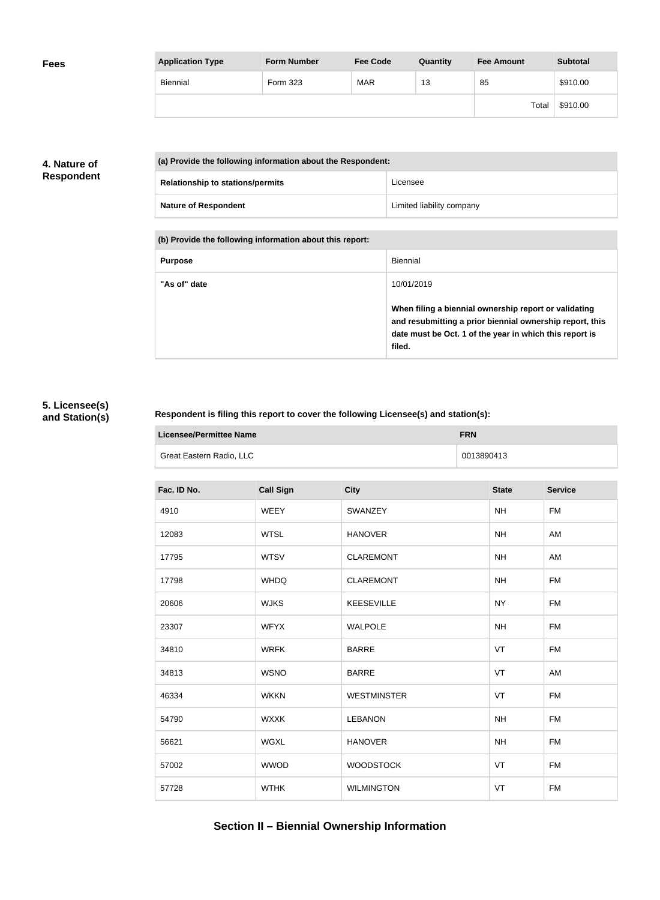### Fees

| Application Type | Form Number | Fee Code | Quantity | Fee Amount | Subtotal |
|---|---|---|---|---|---|
| Biennial | Form 323 | MAR | 13 | 85 | $910.00 |
| | | | | Total | $910.00 |

### 4. Nature of Respondent

| (a) Provide the following information about the Respondent: | |
|---|---|
| Relationship to stations/permits | Licensee |
| Nature of Respondent | Limited liability company |

| (b) Provide the following information about this report: | |
|---|---|
| Purpose | Biennial |
| "As of" date | 10/01/2019<br><br>**When filing a biennial ownership report or validating and resubmitting a prior biennial ownership report, this date must be Oct. 1 of the year in which this report is filed.** |

### 5. Licensee(s) and Station(s)

**Respondent is filing this report to cover the following Licensee(s) and station(s):**

| Licensee/Permittee Name | FRN |
|---|---|
| Great Eastern Radio, LLC | 0013890413 |

| Fac. ID No. | Call Sign | City | State | Service |
|---|---|---|---|---|
| 4910 | WEEY | SWANZEY | NH | FM |
| 12083 | WTSL | HANOVER | NH | AM |
| 17795 | WTSV | CLAREMONT | NH | AM |
| 17798 | WHDQ | CLAREMONT | NH | FM |
| 20606 | WJKS | KEESEVILLE | NY | FM |
| 23307 | WFYX | WALPOLE | NH | FM |
| 34810 | WRFK | BARRE | VT | FM |
| 34813 | WSNO | BARRE | VT | AM |
| 46334 | WKKN | WESTMINSTER | VT | FM |
| 54790 | WXXK | LEBANON | NH | FM |
| 56621 | WGXL | HANOVER | NH | FM |
| 57002 | WWOD | WOODSTOCK | VT | FM |
| 57728 | WTHK | WILMINGTON | VT | FM |

## Section II – Biennial Ownership Information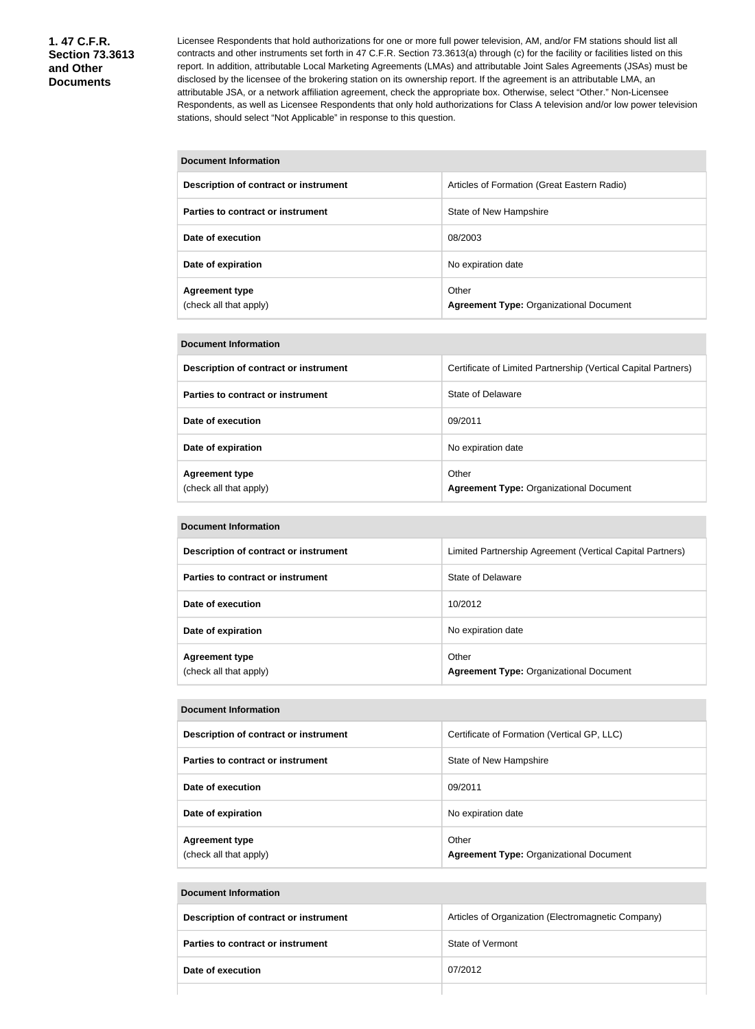**1. 47 C.F.R. Section 73.3613 and Other Documents**

Licensee Respondents that hold authorizations for one or more full power television, AM, and/or FM stations should list all contracts and other instruments set forth in 47 C.F.R. Section 73.3613(a) through (c) for the facility or facilities listed on this report. In addition, attributable Local Marketing Agreements (LMAs) and attributable Joint Sales Agreements (JSAs) must be disclosed by the licensee of the brokering station on its ownership report. If the agreement is an attributable LMA, an attributable JSA, or a network affiliation agreement, check the appropriate box. Otherwise, select "Other." Non-Licensee Respondents, as well as Licensee Respondents that only hold authorizations for Class A television and/or low power television stations, should select "Not Applicable" in response to this question.

| Document Information | |
|---|---|
| **Description of contract or instrument** | Articles of Formation (Great Eastern Radio) |
| **Parties to contract or instrument** | State of New Hampshire |
| **Date of execution** | 08/2003 |
| **Date of expiration** | No expiration date |
| **Agreement type** (check all that apply) | Other **Agreement Type:** Organizational Document |

| Document Information | |
|---|---|
| **Description of contract or instrument** | Certificate of Limited Partnership (Vertical Capital Partners) |
| **Parties to contract or instrument** | State of Delaware |
| **Date of execution** | 09/2011 |
| **Date of expiration** | No expiration date |
| **Agreement type** (check all that apply) | Other **Agreement Type:** Organizational Document |

| Document Information | |
|---|---|
| **Description of contract or instrument** | Limited Partnership Agreement (Vertical Capital Partners) |
| **Parties to contract or instrument** | State of Delaware |
| **Date of execution** | 10/2012 |
| **Date of expiration** | No expiration date |
| **Agreement type** (check all that apply) | Other **Agreement Type:** Organizational Document |

| Document Information | |
|---|---|
| **Description of contract or instrument** | Certificate of Formation (Vertical GP, LLC) |
| **Parties to contract or instrument** | State of New Hampshire |
| **Date of execution** | 09/2011 |
| **Date of expiration** | No expiration date |
| **Agreement type** (check all that apply) | Other **Agreement Type:** Organizational Document |

| Document Information | |
|---|---|
| **Description of contract or instrument** | Articles of Organization (Electromagnetic Company) |
| **Parties to contract or instrument** | State of Vermont |
| **Date of execution** | 07/2012 |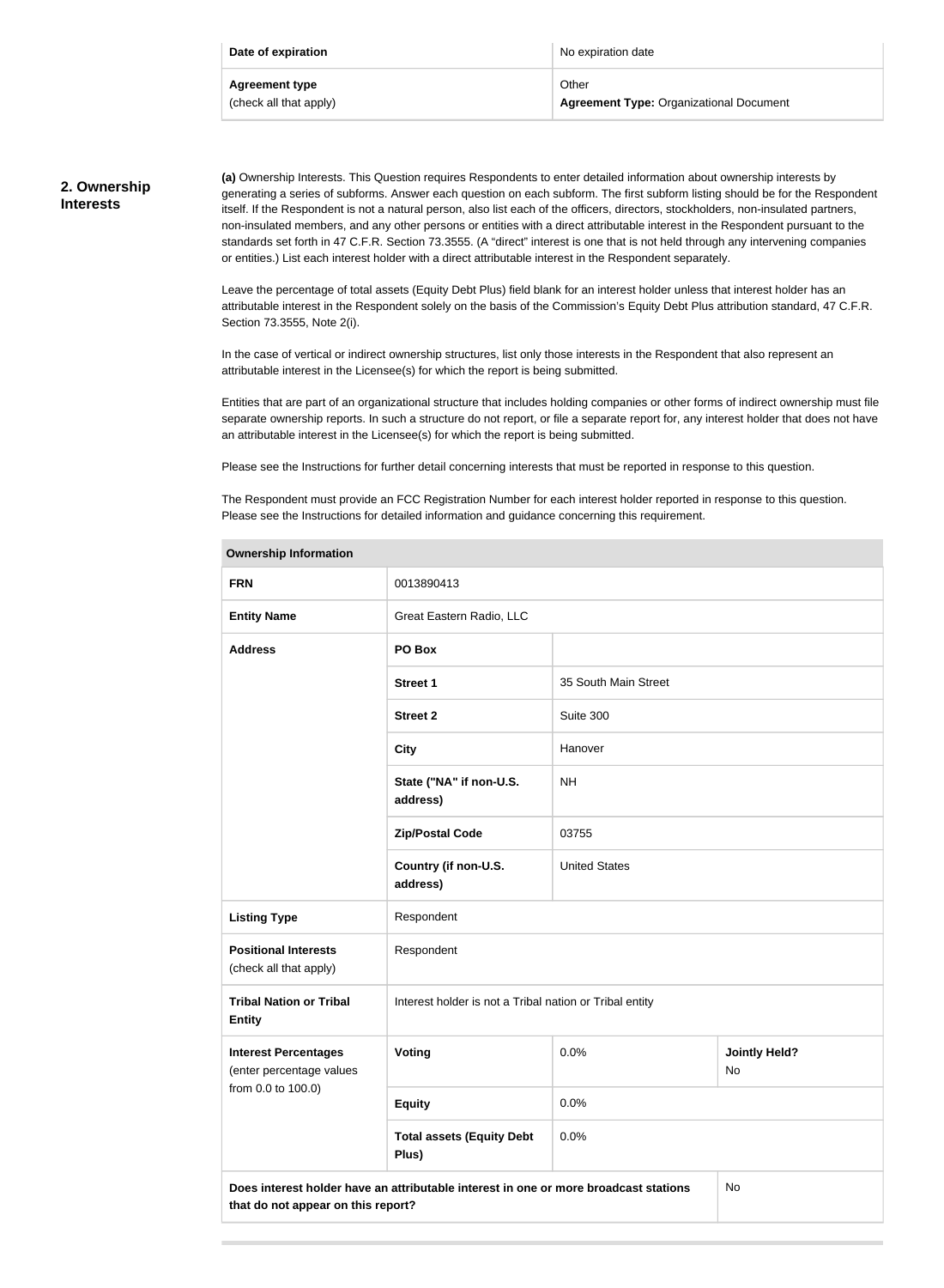| Date of expiration | No expiration date |
|---|---|
| **Agreement type** (check all that apply) | Other **Agreement Type:** Organizational Document |

## 2. Ownership Interests

**(a)** Ownership Interests. This Question requires Respondents to enter detailed information about ownership interests by generating a series of subforms. Answer each question on each subform. The first subform listing should be for the Respondent itself. If the Respondent is not a natural person, also list each of the officers, directors, stockholders, non-insulated partners, non-insulated members, and any other persons or entities with a direct attributable interest in the Respondent pursuant to the standards set forth in 47 C.F.R. Section 73.3555. (A "direct" interest is one that is not held through any intervening companies or entities.) List each interest holder with a direct attributable interest in the Respondent separately.

Leave the percentage of total assets (Equity Debt Plus) field blank for an interest holder unless that interest holder has an attributable interest in the Respondent solely on the basis of the Commission's Equity Debt Plus attribution standard, 47 C.F.R. Section 73.3555, Note 2(i).

In the case of vertical or indirect ownership structures, list only those interests in the Respondent that also represent an attributable interest in the Licensee(s) for which the report is being submitted.

Entities that are part of an organizational structure that includes holding companies or other forms of indirect ownership must file separate ownership reports. In such a structure do not report, or file a separate report for, any interest holder that does not have an attributable interest in the Licensee(s) for which the report is being submitted.

Please see the Instructions for further detail concerning interests that must be reported in response to this question.

The Respondent must provide an FCC Registration Number for each interest holder reported in response to this question. Please see the Instructions for detailed information and guidance concerning this requirement.

| **Ownership Information** | | | |
|---|---|---|---|
| **FRN** | 0013890413 | | |
| **Entity Name** | Great Eastern Radio, LLC | | |
| **Address** | **PO Box** | | |
| | **Street 1** | 35 South Main Street | |
| | **Street 2** | Suite 300 | |
| | **City** | Hanover | |
| | **State ("NA" if non-U.S. address)** | NH | |
| | **Zip/Postal Code** | 03755 | |
| | **Country (if non-U.S. address)** | United States | |
| **Listing Type** | Respondent | | |
| **Positional Interests** (check all that apply) | Respondent | | |
| **Tribal Nation or Tribal Entity** | Interest holder is not a Tribal nation or Tribal entity | | |
| **Interest Percentages** (enter percentage values from 0.0 to 100.0) | **Voting** | 0.0% | **Jointly Held?** No |
| | **Equity** | 0.0% | |
| | **Total assets (Equity Debt Plus)** | 0.0% | |
| **Does interest holder have an attributable interest in one or more broadcast stations that do not appear on this report?** | | | No |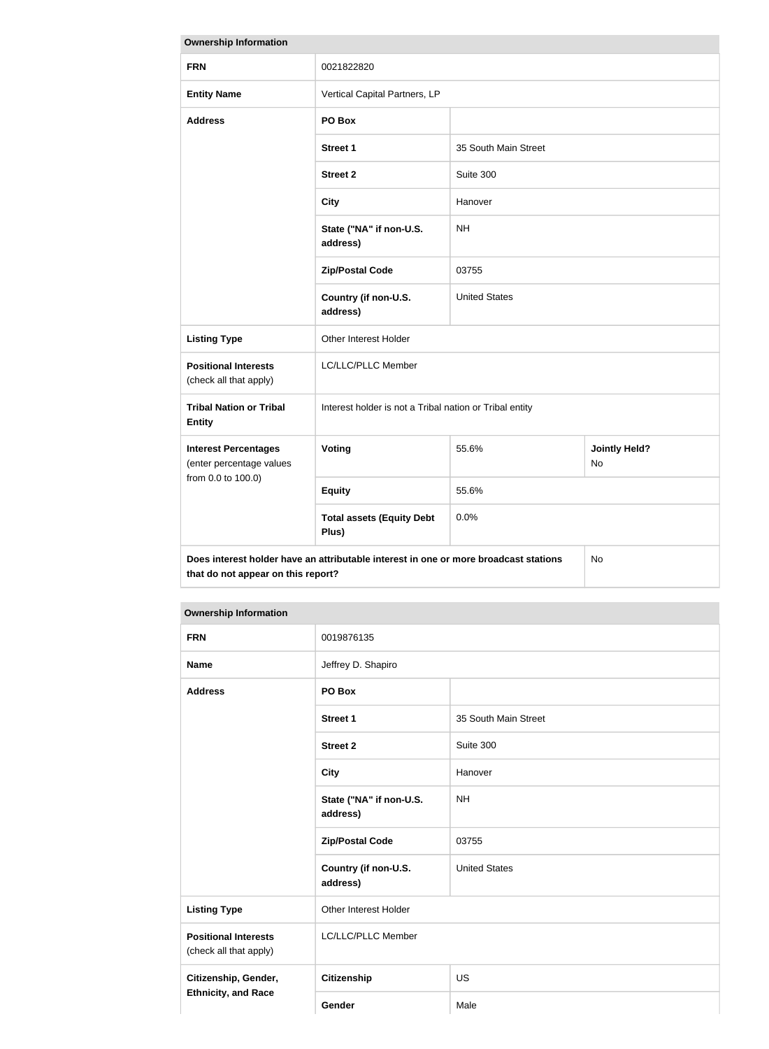| Ownership Information | | | |
|---|---|---|---|
| **FRN** | 0021822820 | | |
| **Entity Name** | Vertical Capital Partners, LP | | |
| **Address** | **PO Box** | | |
| | **Street 1** | 35 South Main Street | |
| | **Street 2** | Suite 300 | |
| | **City** | Hanover | |
| | **State ("NA" if non-U.S. address)** | NH | |
| | **Zip/Postal Code** | 03755 | |
| | **Country (if non-U.S. address)** | United States | |
| **Listing Type** | Other Interest Holder | | |
| **Positional Interests** (check all that apply) | LC/LLC/PLLC Member | | |
| **Tribal Nation or Tribal Entity** | Interest holder is not a Tribal nation or Tribal entity | | |
| **Interest Percentages** (enter percentage values from 0.0 to 100.0) | **Voting** | 55.6% | **Jointly Held?** No |
| | **Equity** | 55.6% | |
| | **Total assets (Equity Debt Plus)** | 0.0% | |
| **Does interest holder have an attributable interest in one or more broadcast stations that do not appear on this report?** | | | No |

| Ownership Information | | |
|---|---|---|
| **FRN** | 0019876135 | |
| **Name** | Jeffrey D. Shapiro | |
| **Address** | **PO Box** | |
| | **Street 1** | 35 South Main Street |
| | **Street 2** | Suite 300 |
| | **City** | Hanover |
| | **State ("NA" if non-U.S. address)** | NH |
| | **Zip/Postal Code** | 03755 |
| | **Country (if non-U.S. address)** | United States |
| **Listing Type** | Other Interest Holder | |
| **Positional Interests** (check all that apply) | LC/LLC/PLLC Member | |
| **Citizenship, Gender, Ethnicity, and Race** | **Citizenship** | US |
| | **Gender** | Male |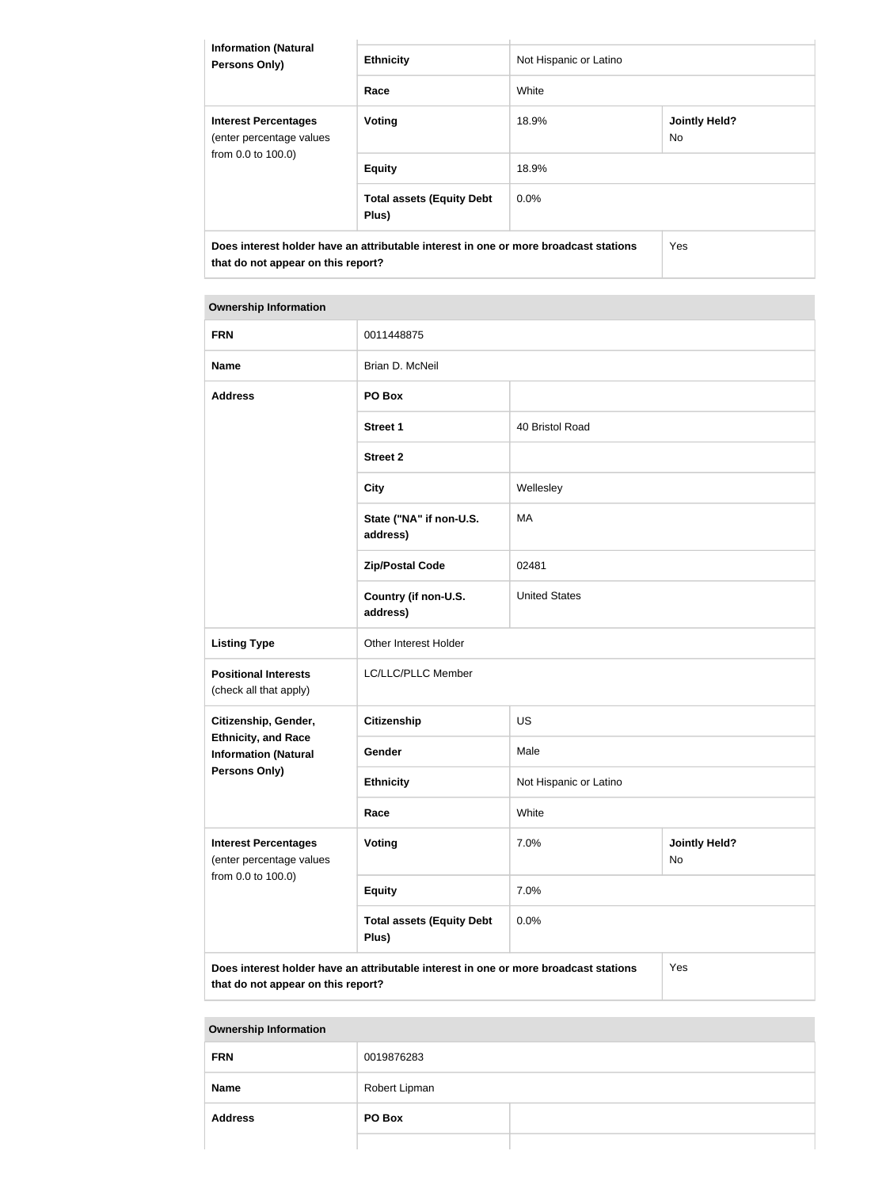| Information (Natural Persons Only) | Ethnicity | Not Hispanic or Latino | |
|---|---|---|---|
| | Race | White | |
| Interest Percentages (enter percentage values from 0.0 to 100.0) | Voting | 18.9% | Jointly Held? No |
| | Equity | 18.9% | |
| | Total assets (Equity Debt Plus) | 0.0% | |
| Does interest holder have an attributable interest in one or more broadcast stations that do not appear on this report? | | | Yes |

| Ownership Information | | | |
|---|---|---|---|
| FRN | 0011448875 | | |
| Name | Brian D. McNeil | | |
| Address | PO Box | | |
| | Street 1 | 40 Bristol Road | |
| | Street 2 | | |
| | City | Wellesley | |
| | State ("NA" if non-U.S. address) | MA | |
| | Zip/Postal Code | 02481 | |
| | Country (if non-U.S. address) | United States | |
| Listing Type | Other Interest Holder | | |
| Positional Interests (check all that apply) | LC/LLC/PLLC Member | | |
| Citizenship, Gender, Ethnicity, and Race Information (Natural Persons Only) | Citizenship | US | |
| | Gender | Male | |
| | Ethnicity | Not Hispanic or Latino | |
| | Race | White | |
| Interest Percentages (enter percentage values from 0.0 to 100.0) | Voting | 7.0% | Jointly Held? No |
| | Equity | 7.0% | |
| | Total assets (Equity Debt Plus) | 0.0% | |
| Does interest holder have an attributable interest in one or more broadcast stations that do not appear on this report? | | | Yes |

| Ownership Information | | |
|---|---|---|
| FRN | 0019876283 | |
| Name | Robert Lipman | |
| Address | PO Box | |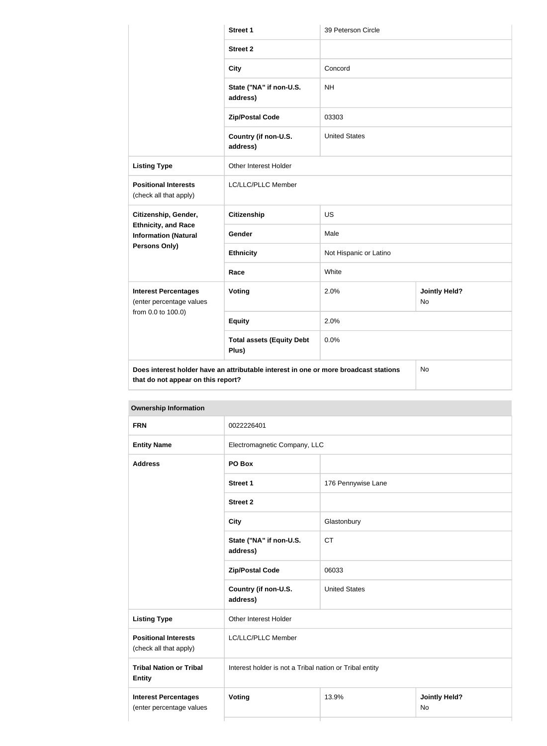| | | | |
|---|---|---|---|
| | Street 1 | 39 Peterson Circle | |
| | Street 2 | | |
| | City | Concord | |
| | State ("NA" if non-U.S. address) | NH | |
| | Zip/Postal Code | 03303 | |
| | Country (if non-U.S. address) | United States | |
| **Listing Type** | Other Interest Holder | | |
| **Positional Interests** (check all that apply) | LC/LLC/PLLC Member | | |
| **Citizenship, Gender, Ethnicity, and Race Information (Natural Persons Only)** | **Citizenship** | US | |
| | **Gender** | Male | |
| | **Ethnicity** | Not Hispanic or Latino | |
| | **Race** | White | |
| **Interest Percentages** (enter percentage values from 0.0 to 100.0) | **Voting** | 2.0% | **Jointly Held?** No |
| | **Equity** | 2.0% | |
| | **Total assets (Equity Debt Plus)** | 0.0% | |
| **Does interest holder have an attributable interest in one or more broadcast stations that do not appear on this report?** | | | No |

| **Ownership Information** | | | |
|---|---|---|---|
| **FRN** | 0022226401 | | |
| **Entity Name** | Electromagnetic Company, LLC | | |
| **Address** | **PO Box** | | |
| | **Street 1** | 176 Pennywise Lane | |
| | **Street 2** | | |
| | **City** | Glastonbury | |
| | **State ("NA" if non-U.S. address)** | CT | |
| | **Zip/Postal Code** | 06033 | |
| | **Country (if non-U.S. address)** | United States | |
| **Listing Type** | Other Interest Holder | | |
| **Positional Interests** (check all that apply) | LC/LLC/PLLC Member | | |
| **Tribal Nation or Tribal Entity** | Interest holder is not a Tribal nation or Tribal entity | | |
| **Interest Percentages** (enter percentage values | **Voting** | 13.9% | **Jointly Held?** No |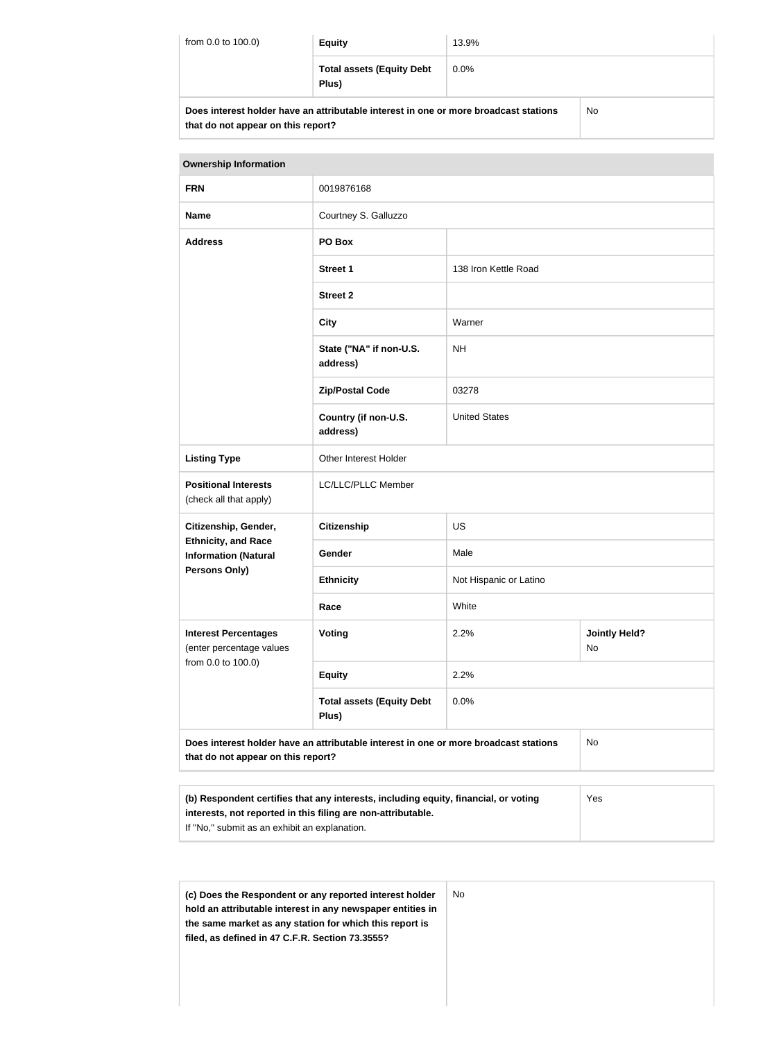| from 0.0 to 100.0) | Equity | 13.9% | |
|---|---|---|---|
| | Total assets (Equity Debt Plus) | 0.0% | |
| Does interest holder have an attributable interest in one or more broadcast stations that do not appear on this report? | | | No |

| Ownership Information | | | |
|---|---|---|---|
| FRN | 0019876168 | | |
| Name | Courtney S. Galluzzo | | |
| Address | PO Box | | |
| | Street 1 | 138 Iron Kettle Road | |
| | Street 2 | | |
| | City | Warner | |
| | State ("NA" if non-U.S. address) | NH | |
| | Zip/Postal Code | 03278 | |
| | Country (if non-U.S. address) | United States | |
| Listing Type | Other Interest Holder | | |
| Positional Interests (check all that apply) | LC/LLC/PLLC Member | | |
| Citizenship, Gender, Ethnicity, and Race Information (Natural Persons Only) | Citizenship | US | |
| | Gender | Male | |
| | Ethnicity | Not Hispanic or Latino | |
| | Race | White | |
| Interest Percentages (enter percentage values from 0.0 to 100.0) | Voting | 2.2% | Jointly Held? No |
| | Equity | 2.2% | |
| | Total assets (Equity Debt Plus) | 0.0% | |
| Does interest holder have an attributable interest in one or more broadcast stations that do not appear on this report? | | | No |

| (b) Respondent certifies that any interests, including equity, financial, or voting interests, not reported in this filing are non-attributable. If "No," submit as an exhibit an explanation. | Yes |
|---|---|

| (c) Does the Respondent or any reported interest holder hold an attributable interest in any newspaper entities in the same market as any station for which this report is filed, as defined in 47 C.F.R. Section 73.3555? | No |
|---|---|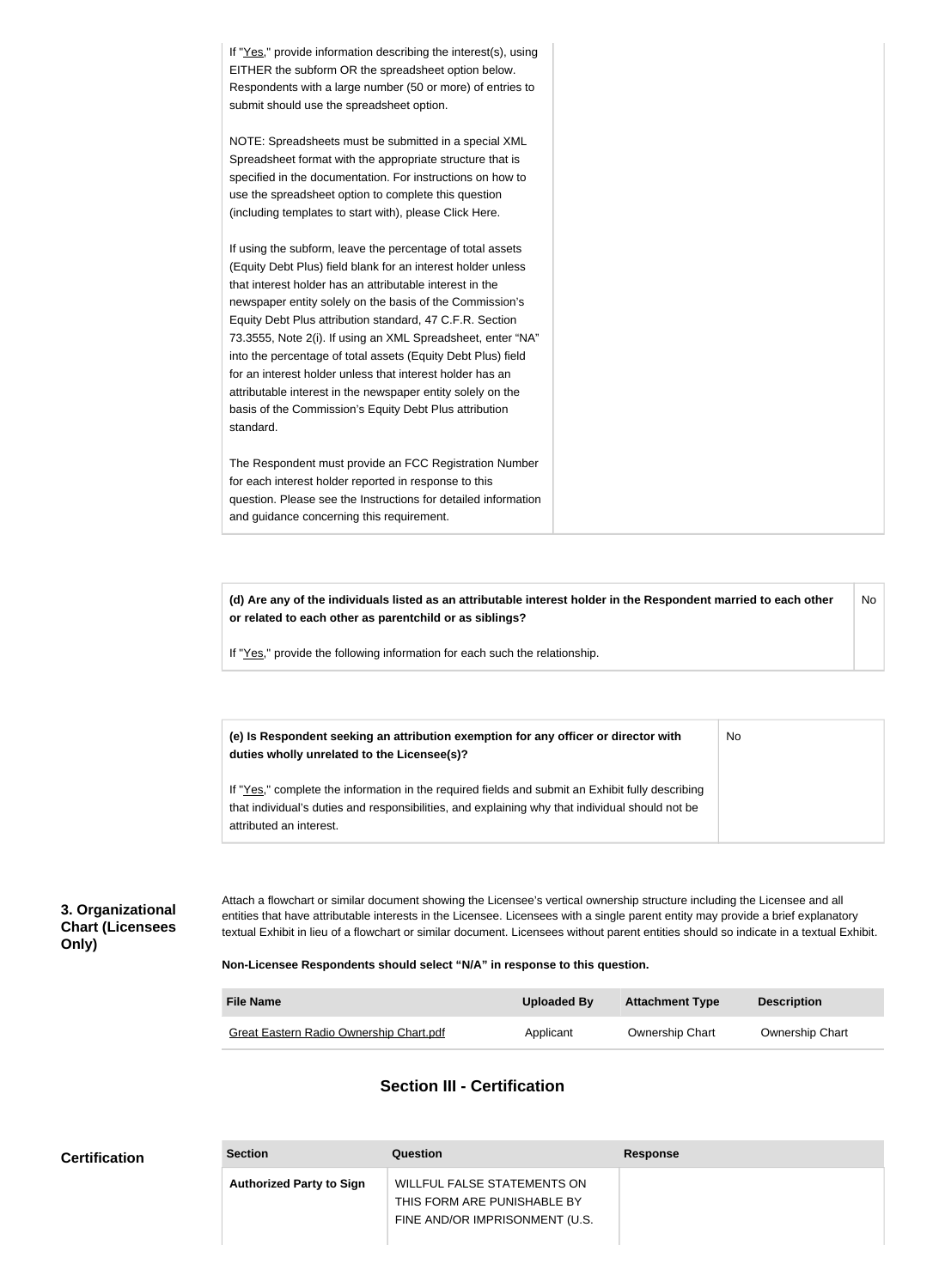If "Yes," provide information describing the interest(s), using EITHER the subform OR the spreadsheet option below. Respondents with a large number (50 or more) of entries to submit should use the spreadsheet option.

NOTE: Spreadsheets must be submitted in a special XML Spreadsheet format with the appropriate structure that is specified in the documentation. For instructions on how to use the spreadsheet option to complete this question (including templates to start with), please Click Here.

If using the subform, leave the percentage of total assets (Equity Debt Plus) field blank for an interest holder unless that interest holder has an attributable interest in the newspaper entity solely on the basis of the Commission's Equity Debt Plus attribution standard, 47 C.F.R. Section 73.3555, Note 2(i). If using an XML Spreadsheet, enter "NA" into the percentage of total assets (Equity Debt Plus) field for an interest holder unless that interest holder has an attributable interest in the newspaper entity solely on the basis of the Commission's Equity Debt Plus attribution standard.

The Respondent must provide an FCC Registration Number for each interest holder reported in response to this question. Please see the Instructions for detailed information and guidance concerning this requirement.

| | |
|---|---|
| **(d) Are any of the individuals listed as an attributable interest holder in the Respondent married to each other or related to each other as parentchild or as siblings?**<br><br>If "Yes," provide the following information for each such the relationship. | No |

| | |
|---|---|
| **(e) Is Respondent seeking an attribution exemption for any officer or director with duties wholly unrelated to the Licensee(s)?**<br><br>If "Yes," complete the information in the required fields and submit an Exhibit fully describing that individual's duties and responsibilities, and explaining why that individual should not be attributed an interest. | No |

**3. Organizational Chart (Licensees Only)**

Attach a flowchart or similar document showing the Licensee's vertical ownership structure including the Licensee and all entities that have attributable interests in the Licensee. Licensees with a single parent entity may provide a brief explanatory textual Exhibit in lieu of a flowchart or similar document. Licensees without parent entities should so indicate in a textual Exhibit.

**Non-Licensee Respondents should select "N/A" in response to this question.**

| File Name | Uploaded By | Attachment Type | Description |
|---|---|---|---|
| Great Eastern Radio Ownership Chart.pdf | Applicant | Ownership Chart | Ownership Chart |

## Section III - Certification

**Certification**

| Section | Question | Response |
|---|---|---|
| **Authorized Party to Sign** | WILLFUL FALSE STATEMENTS ON THIS FORM ARE PUNISHABLE BY FINE AND/OR IMPRISONMENT (U.S. | |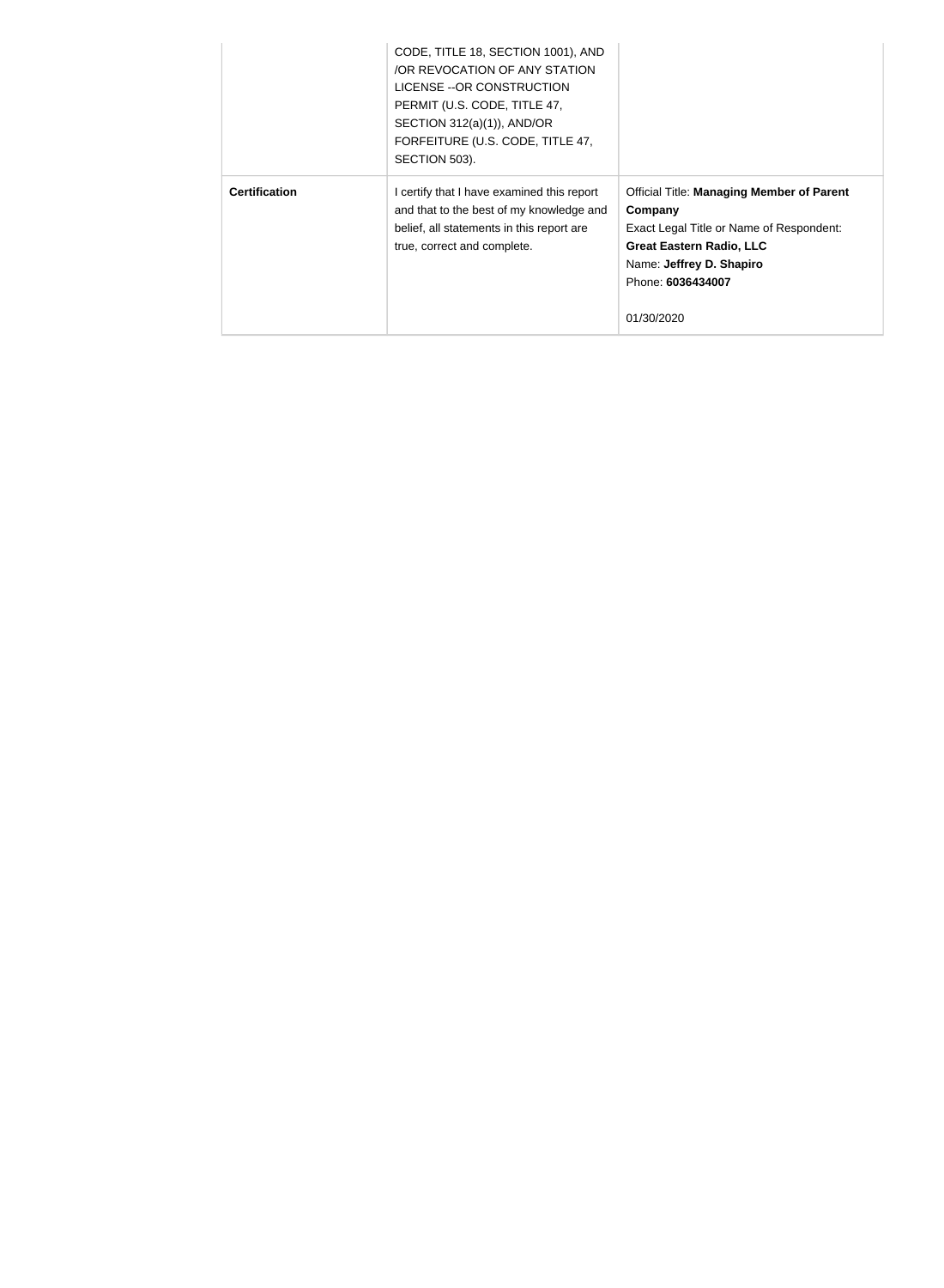| | | |
|---|---|---|
| | CODE, TITLE 18, SECTION 1001), AND /OR REVOCATION OF ANY STATION LICENSE --OR CONSTRUCTION PERMIT (U.S. CODE, TITLE 47, SECTION 312(a)(1)), AND/OR FORFEITURE (U.S. CODE, TITLE 47, SECTION 503). | |
| **Certification** | I certify that I have examined this report and that to the best of my knowledge and belief, all statements in this report are true, correct and complete. | Official Title: **Managing Member of Parent Company**<br>Exact Legal Title or Name of Respondent: **Great Eastern Radio, LLC**<br>Name: **Jeffrey D. Shapiro**<br>Phone: **6036434007**<br><br>01/30/2020 |